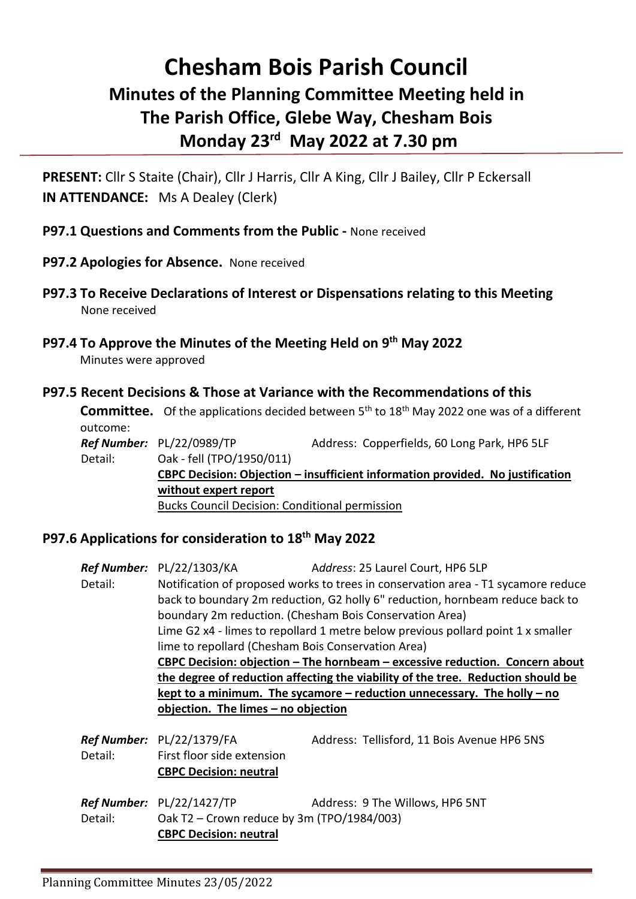# Chesham Bois Parish Council

## Minutes of the Planning Committee Meeting held in The Parish Office, Glebe Way, Chesham Bois Monday 23rd May 2022 at 7.30 pm

**PRESENT:** Cllr S Staite (Chair), Cllr J Harris, Cllr A King, Cllr J Bailey, Cllr P Eckersall
**IN ATTENDANCE:** Ms A Dealey (Clerk)

**P97.1 Questions and Comments from the Public -** None received

**P97.2 Apologies for Absence.** None received

**P97.3 To Receive Declarations of Interest or Dispensations relating to this Meeting**
None received

**P97.4 To Approve the Minutes of the Meeting Held on 9th May 2022**
Minutes were approved

**P97.5 Recent Decisions & Those at Variance with the Recommendations of this Committee.** Of the applications decided between 5th to 18th May 2022 one was of a different outcome:

*Ref Number:* PL/22/0989/TP    Address: Copperfields, 60 Long Park, HP6 5LF
Detail: Oak - fell (TPO/1950/011)
**CBPC Decision: Objection – insufficient information provided. No justification without expert report**
Bucks Council Decision: Conditional permission

**P97.6 Applications for consideration to 18th May 2022**

*Ref Number:* PL/22/1303/KA    A*ddress*: 25 Laurel Court, HP6 5LP
Detail: Notification of proposed works to trees in conservation area - T1 sycamore reduce back to boundary 2m reduction, G2 holly 6" reduction, hornbeam reduce back to boundary 2m reduction. (Chesham Bois Conservation Area)
Lime G2 x4 - limes to repollard 1 metre below previous pollard point 1 x smaller lime to repollard (Chesham Bois Conservation Area)
**CBPC Decision: objection – The hornbeam – excessive reduction. Concern about the degree of reduction affecting the viability of the tree. Reduction should be kept to a minimum. The sycamore – reduction unnecessary. The holly – no objection. The limes – no objection**

*Ref Number:* PL/22/1379/FA    Address: Tellisford, 11 Bois Avenue HP6 5NS
Detail: First floor side extension
**CBPC Decision: neutral**

*Ref Number:* PL/22/1427/TP    Address: 9 The Willows, HP6 5NT
Detail: Oak T2 – Crown reduce by 3m (TPO/1984/003)
**CBPC Decision: neutral**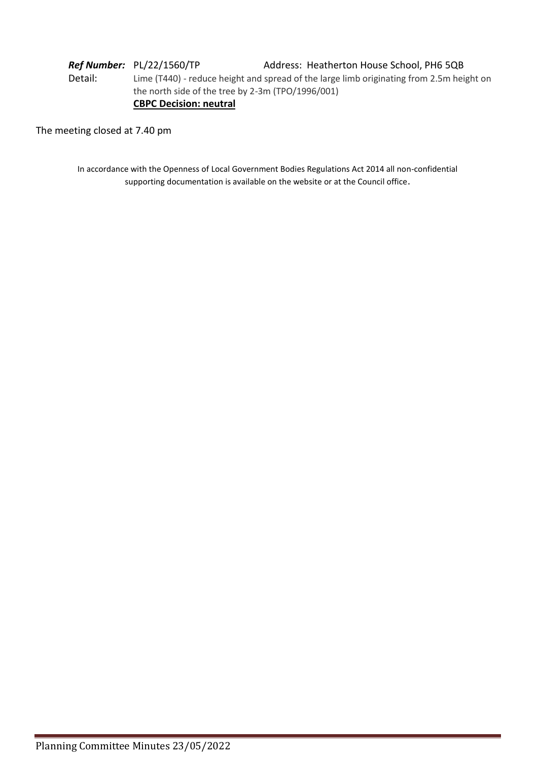***Ref Number:*** PL/22/1560/TP Address: Heatherton House School, PH6 5QB

Detail: Lime (T440) - reduce height and spread of the large limb originating from 2.5m height on the north side of the tree by 2-3m (TPO/1996/001)

**CBPC Decision: neutral**

The meeting closed at 7.40 pm

In accordance with the Openness of Local Government Bodies Regulations Act 2014 all non-confidential supporting documentation is available on the website or at the Council office.